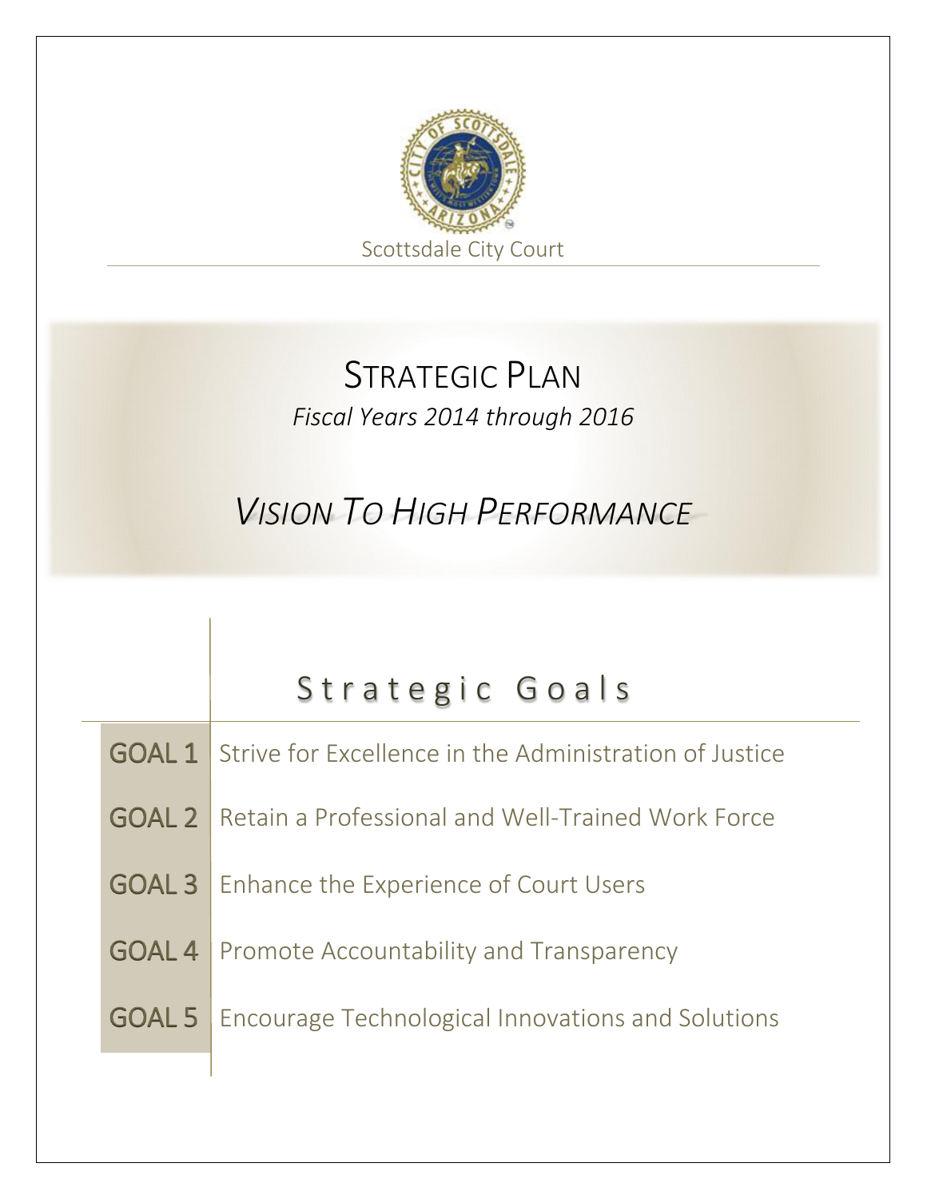Scottsdale City Court

# STRATEGIC PLAN

*Fiscal Years 2014 through 2016*

## *VISION TO HIGH PERFORMANCE*

## Strategic Goals

| | |
|---|---|
| GOAL 1 | Strive for Excellence in the Administration of Justice |
| GOAL 2 | Retain a Professional and Well-Trained Work Force |
| GOAL 3 | Enhance the Experience of Court Users |
| GOAL 4 | Promote Accountability and Transparency |
| GOAL 5 | Encourage Technological Innovations and Solutions |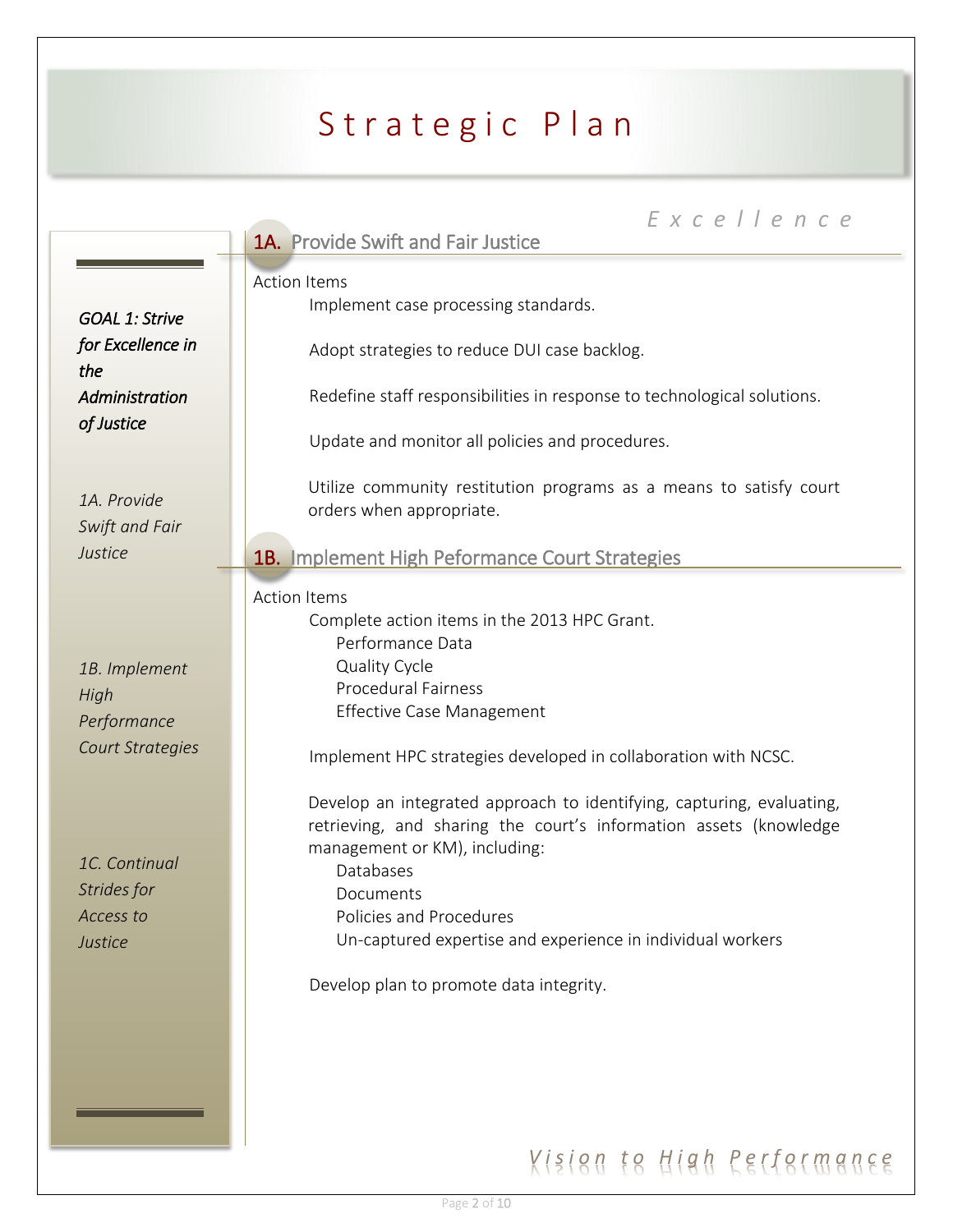# Strategic Plan

*Excellence*

***GOAL 1: Strive for Excellence in the Administration of Justice***

*1A. Provide Swift and Fair Justice*

*1B. Implement High Performance Court Strategies*

*1C. Continual Strides for Access to Justice*

## 1A. Provide Swift and Fair Justice

Action Items

- Implement case processing standards.
- Adopt strategies to reduce DUI case backlog.
- Redefine staff responsibilities in response to technological solutions.
- Update and monitor all policies and procedures.
- Utilize community restitution programs as a means to satisfy court orders when appropriate.

## 1B. Implement High Peformance Court Strategies

Action Items

- Complete action items in the 2013 HPC Grant.
  - Performance Data
  - Quality Cycle
  - Procedural Fairness
  - Effective Case Management
- Implement HPC strategies developed in collaboration with NCSC.
- Develop an integrated approach to identifying, capturing, evaluating, retrieving, and sharing the court's information assets (knowledge management or KM), including:
  - Databases
  - Documents
  - Policies and Procedures
  - Un-captured expertise and experience in individual workers
- Develop plan to promote data integrity.

*Vision to High Performance*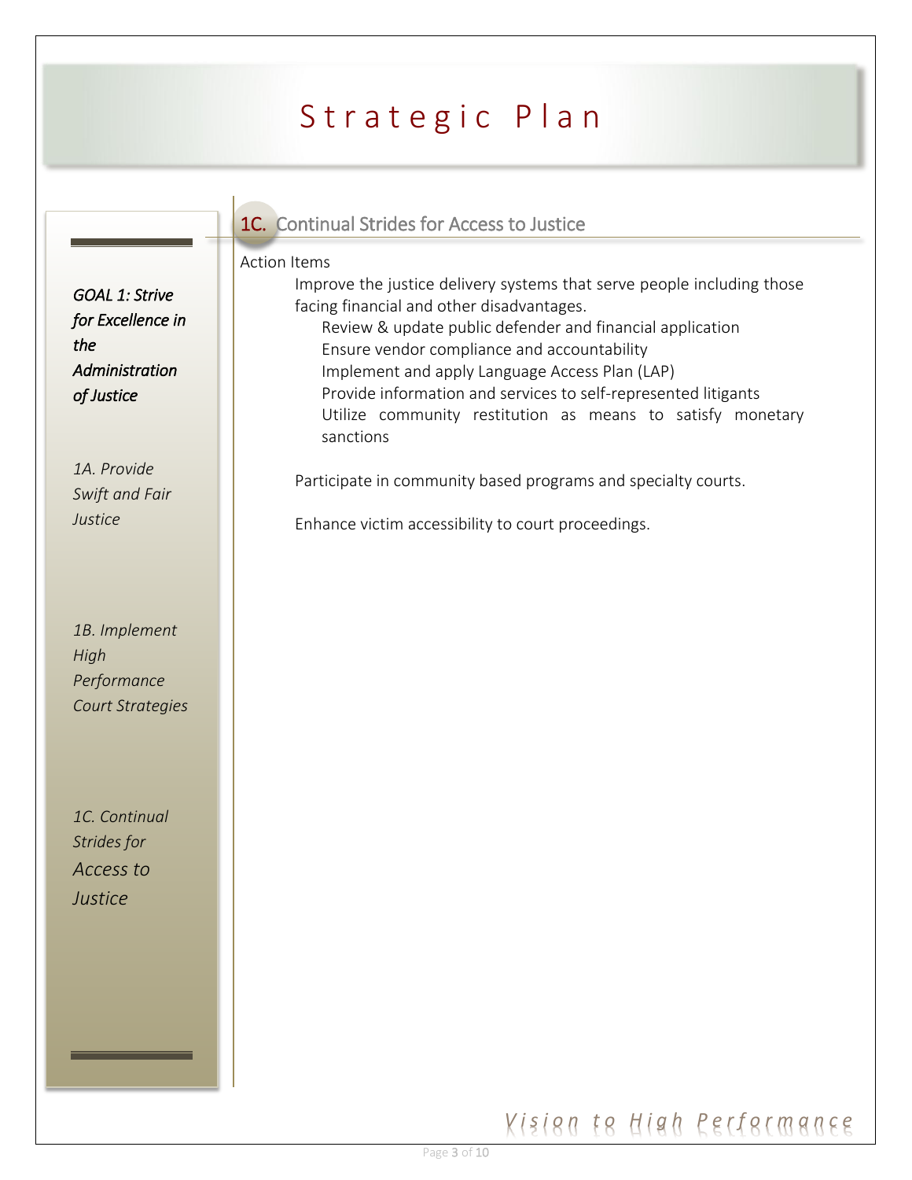# Strategic Plan

*GOAL 1: Strive for Excellence in the Administration of Justice*

*1A. Provide Swift and Fair Justice*

*1B. Implement High Performance Court Strategies*

*1C. Continual Strides for Access to Justice*

## 1C. Continual Strides for Access to Justice

Action Items

- Improve the justice delivery systems that serve people including those facing financial and other disadvantages.
  - Review & update public defender and financial application
  - Ensure vendor compliance and accountability
  - Implement and apply Language Access Plan (LAP)
  - Provide information and services to self-represented litigants
  - Utilize community restitution as means to satisfy monetary sanctions
- Participate in community based programs and specialty courts.
- Enhance victim accessibility to court proceedings.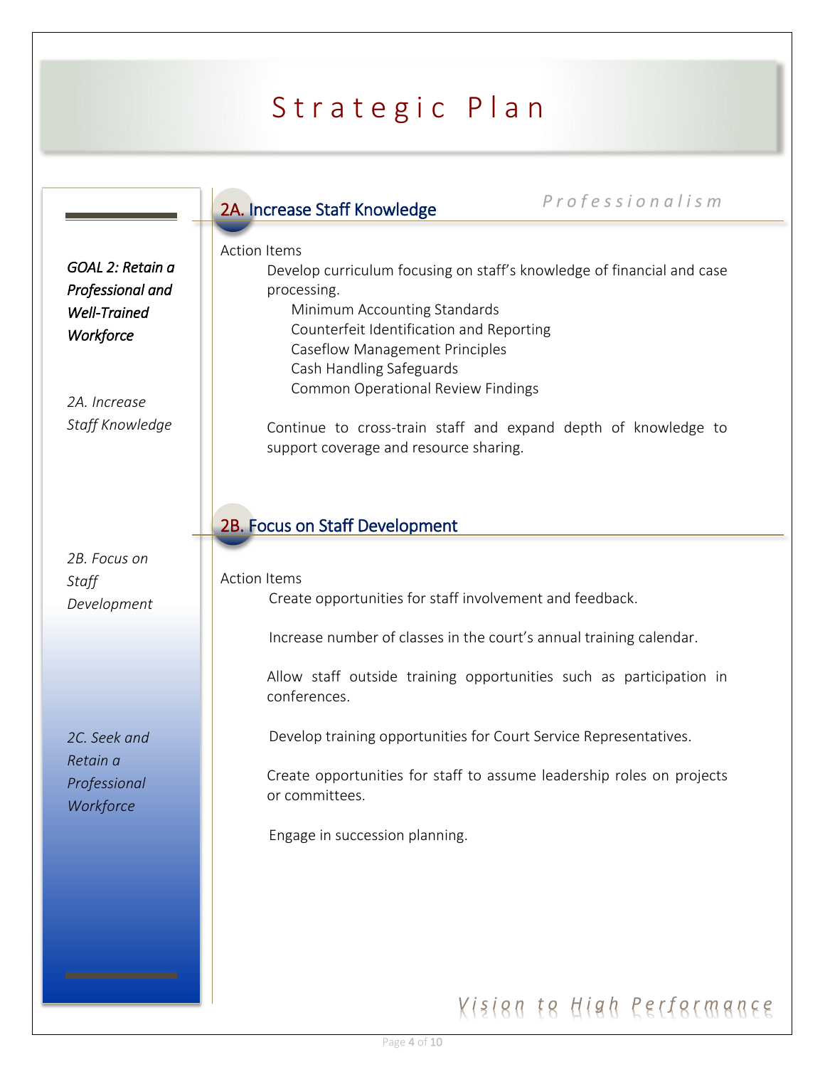# Strategic Plan

*GOAL 2: Retain a Professional and Well-Trained Workforce*

*2A. Increase Staff Knowledge*

*2B. Focus on Staff Development*

*2C. Seek and Retain a Professional Workforce*

*Professionalism*

## 2A. Increase Staff Knowledge

Action Items

Develop curriculum focusing on staff's knowledge of financial and case processing.

- Minimum Accounting Standards
- Counterfeit Identification and Reporting
- Caseflow Management Principles
- Cash Handling Safeguards
- Common Operational Review Findings

Continue to cross-train staff and expand depth of knowledge to support coverage and resource sharing.

## 2B. Focus on Staff Development

Action Items

Create opportunities for staff involvement and feedback.

Increase number of classes in the court's annual training calendar.

Allow staff outside training opportunities such as participation in conferences.

Develop training opportunities for Court Service Representatives.

Create opportunities for staff to assume leadership roles on projects or committees.

Engage in succession planning.

*Vision to High Performance*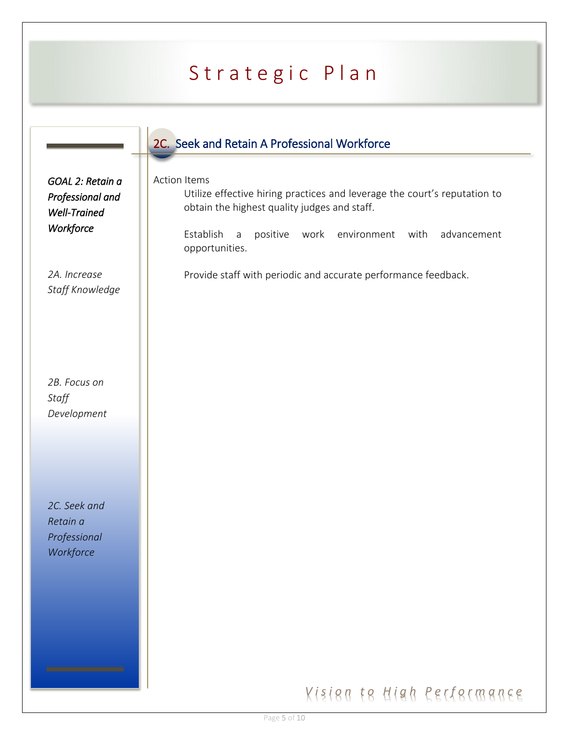*GOAL 2: Retain a Professional and Well-Trained Workforce*

*2A. Increase Staff Knowledge*

*2B. Focus on Staff Development*

*2C. Seek and Retain a Professional Workforce*

## 2C. Seek and Retain A Professional Workforce

Action Items

Utilize effective hiring practices and leverage the court's reputation to obtain the highest quality judges and staff.

Establish a positive work environment with advancement opportunities.

Provide staff with periodic and accurate performance feedback.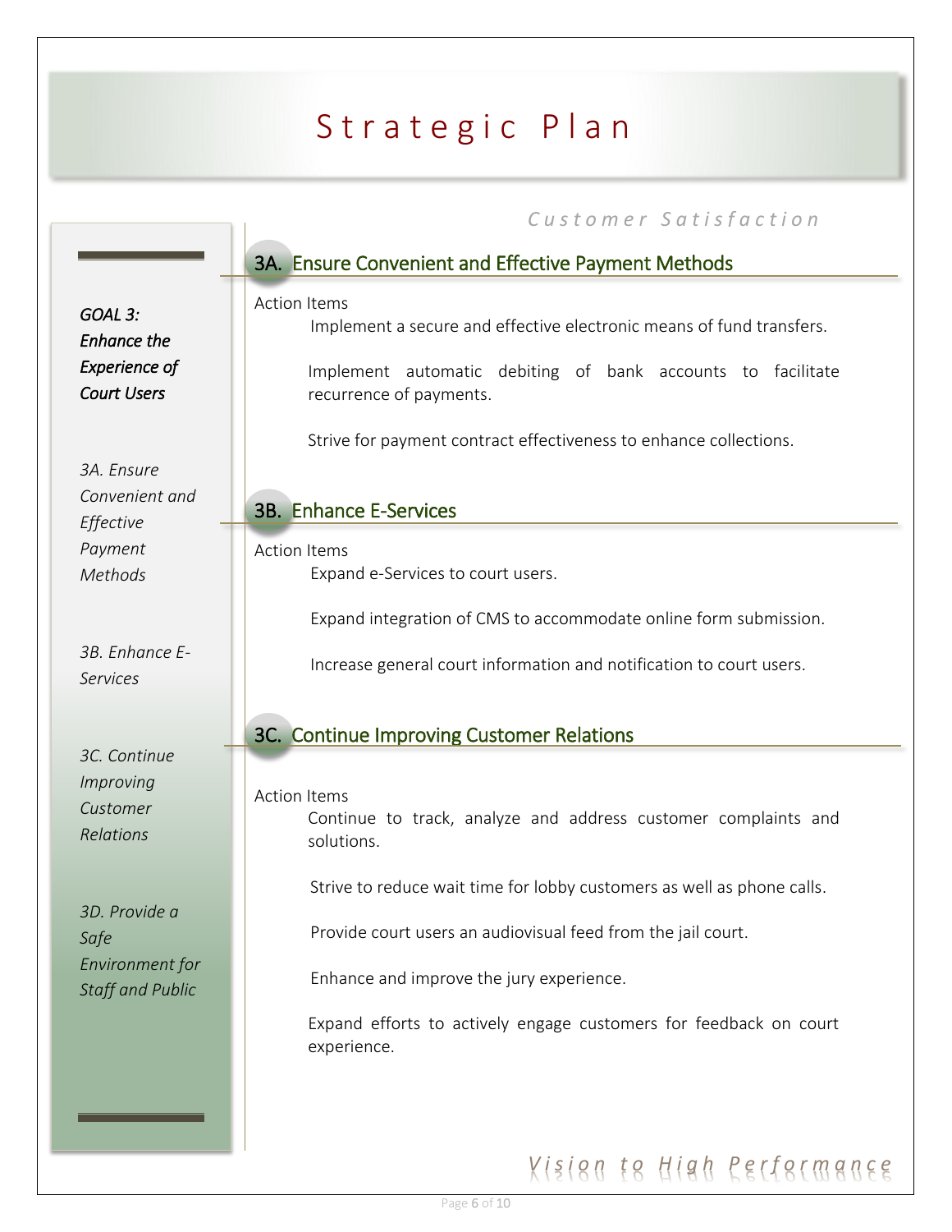# Strategic Plan

*Customer Satisfaction*

*GOAL 3: Enhance the Experience of Court Users*

*3A. Ensure Convenient and Effective Payment Methods*

*3B. Enhance E-Services*

*3C. Continue Improving Customer Relations*

*3D. Provide a Safe Environment for Staff and Public*

## 3A. Ensure Convenient and Effective Payment Methods

Action Items

- Implement a secure and effective electronic means of fund transfers.
- Implement automatic debiting of bank accounts to facilitate recurrence of payments.
- Strive for payment contract effectiveness to enhance collections.

## 3B. Enhance E-Services

Action Items

- Expand e-Services to court users.
- Expand integration of CMS to accommodate online form submission.
- Increase general court information and notification to court users.

## 3C. Continue Improving Customer Relations

Action Items

- Continue to track, analyze and address customer complaints and solutions.
- Strive to reduce wait time for lobby customers as well as phone calls.
- Provide court users an audiovisual feed from the jail court.
- Enhance and improve the jury experience.
- Expand efforts to actively engage customers for feedback on court experience.

*Vision to High Performance*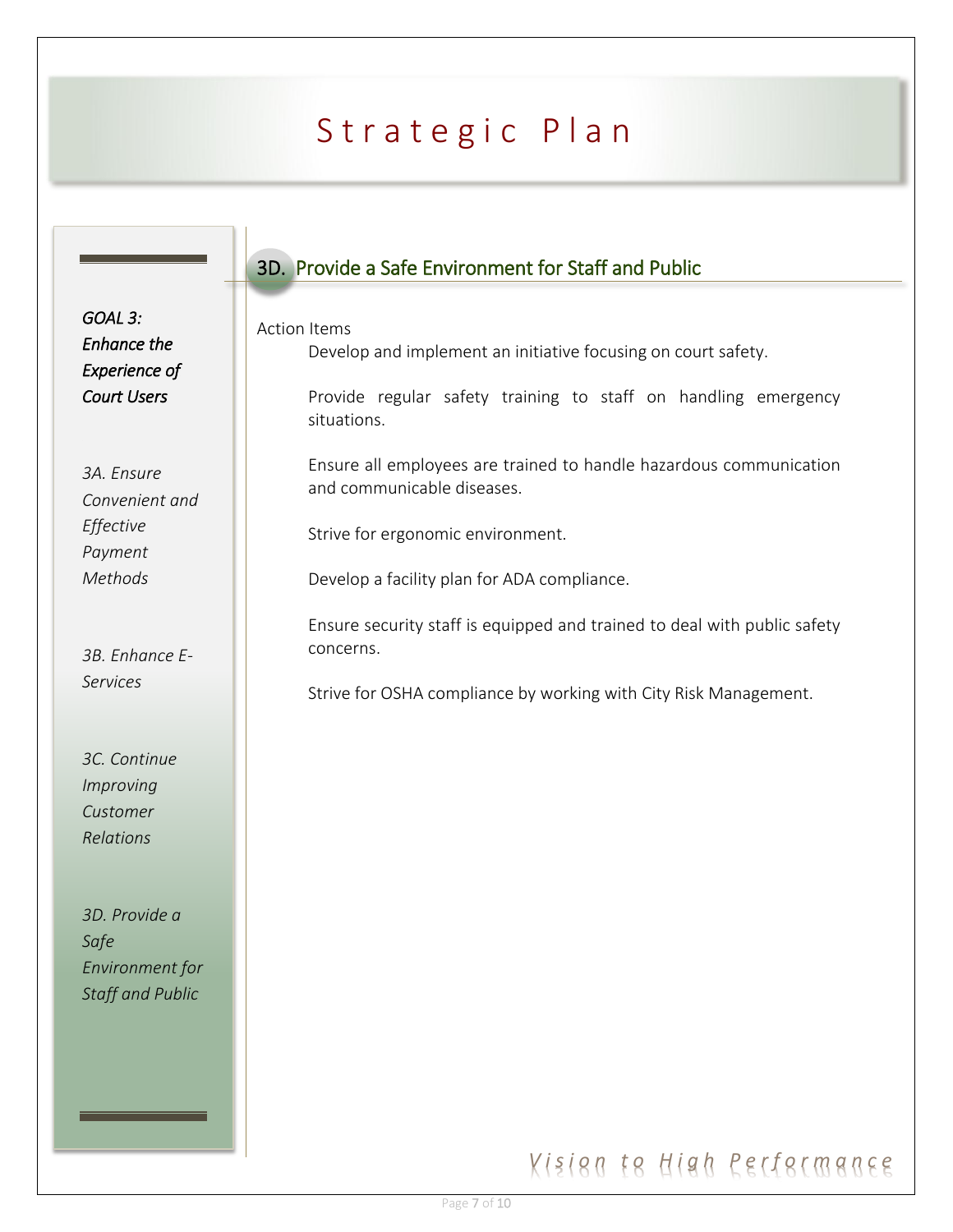# Strategic Plan

*GOAL 3: Enhance the Experience of Court Users*

*3A. Ensure Convenient and Effective Payment Methods*

*3B. Enhance E-Services*

*3C. Continue Improving Customer Relations*

*3D. Provide a Safe Environment for Staff and Public*

## 3D. Provide a Safe Environment for Staff and Public

Action Items

Develop and implement an initiative focusing on court safety.

Provide regular safety training to staff on handling emergency situations.

Ensure all employees are trained to handle hazardous communication and communicable diseases.

Strive for ergonomic environment.

Develop a facility plan for ADA compliance.

Ensure security staff is equipped and trained to deal with public safety concerns.

Strive for OSHA compliance by working with City Risk Management.

*Vision to High Performance*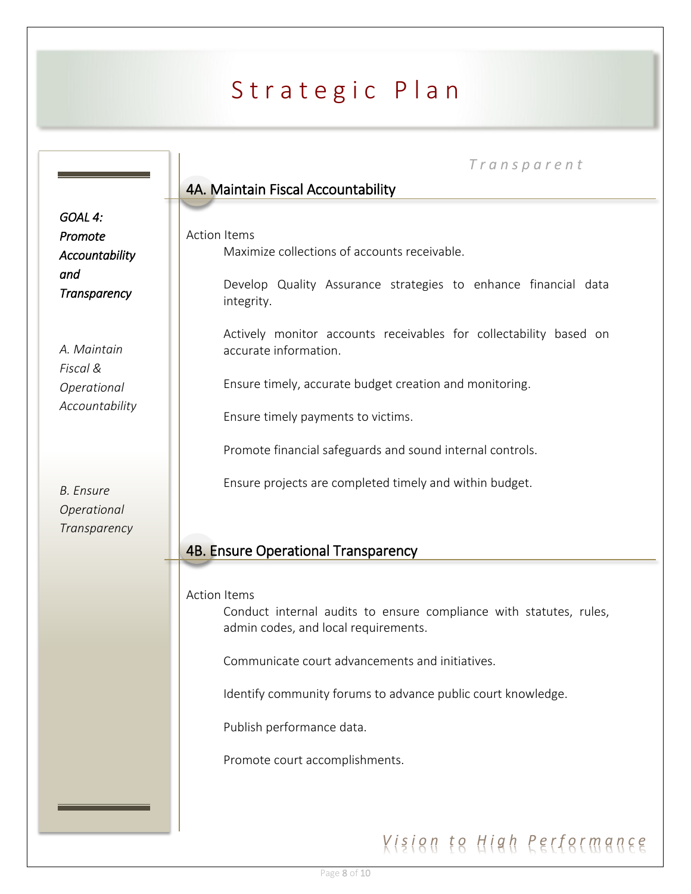# Strategic Plan

*GOAL 4: Promote Accountability and Transparency*

*A. Maintain Fiscal & Operational Accountability*

*B. Ensure Operational Transparency*

*Transparent*

## 4A. Maintain Fiscal Accountability

Action Items

- Maximize collections of accounts receivable.
- Develop Quality Assurance strategies to enhance financial data integrity.
- Actively monitor accounts receivables for collectability based on accurate information.
- Ensure timely, accurate budget creation and monitoring.
- Ensure timely payments to victims.
- Promote financial safeguards and sound internal controls.
- Ensure projects are completed timely and within budget.

## 4B. Ensure Operational Transparency

Action Items

- Conduct internal audits to ensure compliance with statutes, rules, admin codes, and local requirements.
- Communicate court advancements and initiatives.
- Identify community forums to advance public court knowledge.
- Publish performance data.
- Promote court accomplishments.

*Vision to High Performance*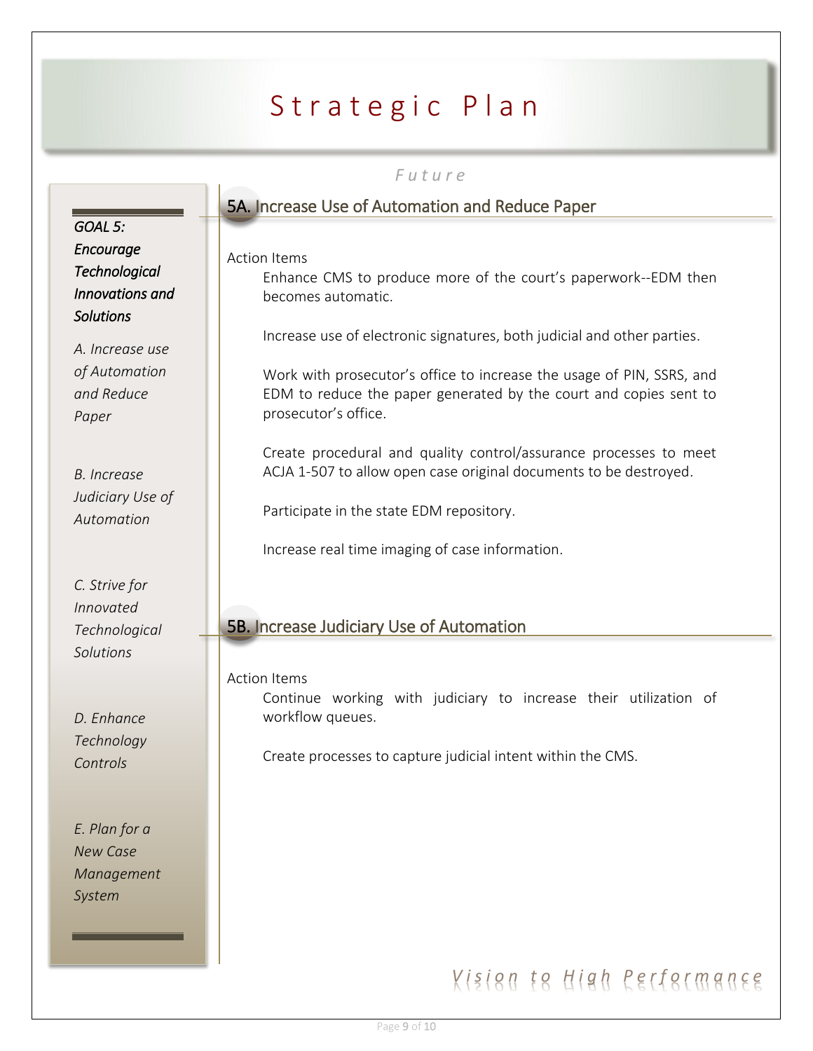# Strategic Plan

*Future*

*GOAL 5: Encourage Technological Innovations and Solutions*

*A. Increase use of Automation and Reduce Paper*

*B. Increase Judiciary Use of Automation*

*C. Strive for Innovated Technological Solutions*

*D. Enhance Technology Controls*

*E. Plan for a New Case Management System*

## 5A. Increase Use of Automation and Reduce Paper

Action Items

Enhance CMS to produce more of the court's paperwork--EDM then becomes automatic.

Increase use of electronic signatures, both judicial and other parties.

Work with prosecutor's office to increase the usage of PIN, SSRS, and EDM to reduce the paper generated by the court and copies sent to prosecutor's office.

Create procedural and quality control/assurance processes to meet ACJA 1-507 to allow open case original documents to be destroyed.

Participate in the state EDM repository.

Increase real time imaging of case information.

## 5B. Increase Judiciary Use of Automation

Action Items

Continue working with judiciary to increase their utilization of workflow queues.

Create processes to capture judicial intent within the CMS.

*Vision to High Performance*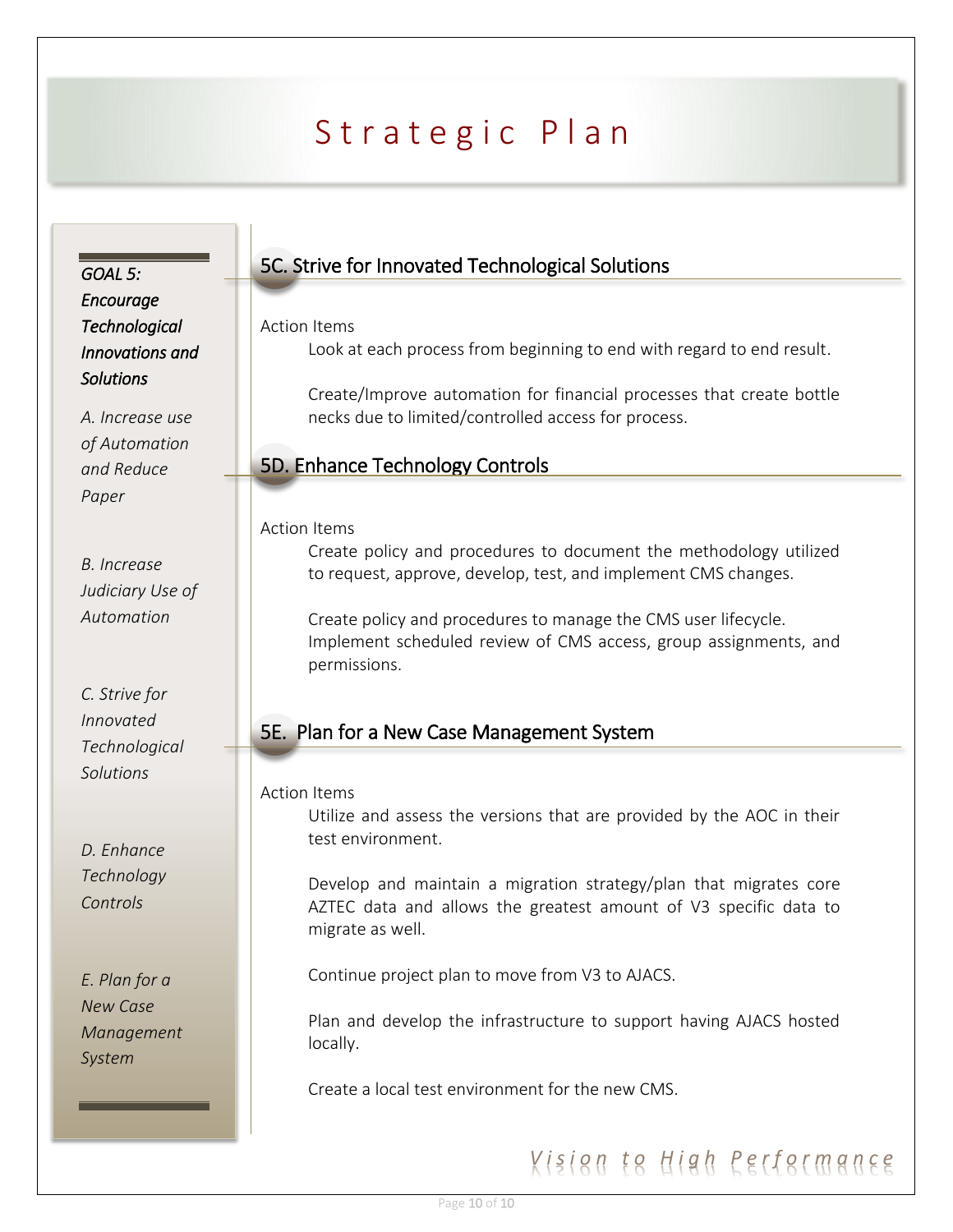# Strategic Plan

***GOAL 5: Encourage Technological Innovations and Solutions***

*A. Increase use of Automation and Reduce Paper*

*B. Increase Judiciary Use of Automation*

*C. Strive for Innovated Technological Solutions*

*D. Enhance Technology Controls*

*E. Plan for a New Case Management System*

## 5C. Strive for Innovated Technological Solutions

Action Items

Look at each process from beginning to end with regard to end result.

Create/Improve automation for financial processes that create bottle necks due to limited/controlled access for process.

## 5D. Enhance Technology Controls

Action Items

Create policy and procedures to document the methodology utilized to request, approve, develop, test, and implement CMS changes.

Create policy and procedures to manage the CMS user lifecycle. Implement scheduled review of CMS access, group assignments, and permissions.

## 5E. Plan for a New Case Management System

Action Items

Utilize and assess the versions that are provided by the AOC in their test environment.

Develop and maintain a migration strategy/plan that migrates core AZTEC data and allows the greatest amount of V3 specific data to migrate as well.

Continue project plan to move from V3 to AJACS.

Plan and develop the infrastructure to support having AJACS hosted locally.

Create a local test environment for the new CMS.

*Vision to High Performance*